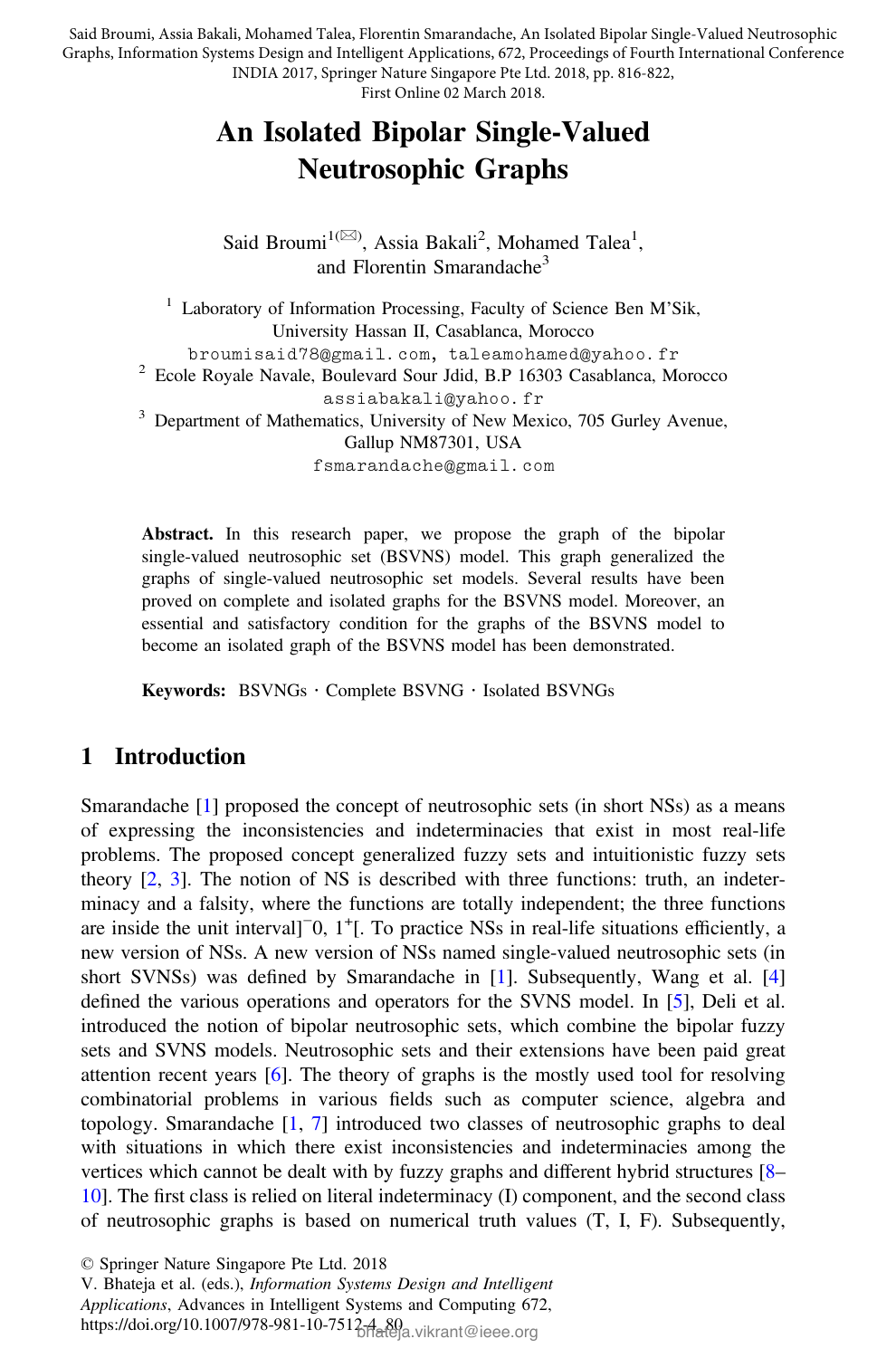Said Broumi, Assia Bakali, Mohamed Talea, Florentin Smarandache, An Isolated Bipolar Single-Valued Neutrosophic Graphs, Information Systems Design and Intelligent Applications, 672, Proceedings of Fourth International Conference INDIA 2017, Springer Nature Singapore Pte Ltd. 2018, pp. 816-822, First Online 02 March 2018.

# An Isolated Bipolar Single-Valued Neutrosophic Graphs

Said Broumi[1](✉), Assia Bakali[2], Mohamed Talea[1], and Florentin Smarandache[3]

[1] Laboratory of Information Processing, Faculty of Science Ben M'Sik, University Hassan II, Casablanca, Morocco
broumisaid78@gmail.com, taleamohamed@yahoo.fr

[2] Ecole Royale Navale, Boulevard Sour Jdid, B.P 16303 Casablanca, Morocco
assiabakali@yahoo.fr

[3] Department of Mathematics, University of New Mexico, 705 Gurley Avenue, Gallup NM87301, USA
fsmarandache@gmail.com

**Abstract.** In this research paper, we propose the graph of the bipolar single-valued neutrosophic set (BSVNS) model. This graph generalized the graphs of single-valued neutrosophic set models. Several results have been proved on complete and isolated graphs for the BSVNS model. Moreover, an essential and satisfactory condition for the graphs of the BSVNS model to become an isolated graph of the BSVNS model has been demonstrated.

**Keywords:** BSVNGs · Complete BSVNG · Isolated BSVNGs

## 1 Introduction

Smarandache [1] proposed the concept of neutrosophic sets (in short NSs) as a means of expressing the inconsistencies and indeterminacies that exist in most real-life problems. The proposed concept generalized fuzzy sets and intuitionistic fuzzy sets theory [2, 3]. The notion of NS is described with three functions: truth, an indeterminacy and a falsity, where the functions are totally independent; the three functions are inside the unit interval$]^{-}0, 1^{+}[$. To practice NSs in real-life situations efficiently, a new version of NSs. A new version of NSs named single-valued neutrosophic sets (in short SVNSs) was defined by Smarandache in [1]. Subsequently, Wang et al. [4] defined the various operations and operators for the SVNS model. In [5], Deli et al. introduced the notion of bipolar neutrosophic sets, which combine the bipolar fuzzy sets and SVNS models. Neutrosophic sets and their extensions have been paid great attention recent years [6]. The theory of graphs is the mostly used tool for resolving combinatorial problems in various fields such as computer science, algebra and topology. Smarandache [1, 7] introduced two classes of neutrosophic graphs to deal with situations in which there exist inconsistencies and indeterminacies among the vertices which cannot be dealt with by fuzzy graphs and different hybrid structures [8–10]. The first class is relied on literal indeterminacy (I) component, and the second class of neutrosophic graphs is based on numerical truth values (T, I, F). Subsequently,

© Springer Nature Singapore Pte Ltd. 2018
V. Bhateja et al. (eds.), *Information Systems Design and Intelligent Applications*, Advances in Intelligent Systems and Computing 672,
https://doi.org/10.1007/978-981-10-7512-4_80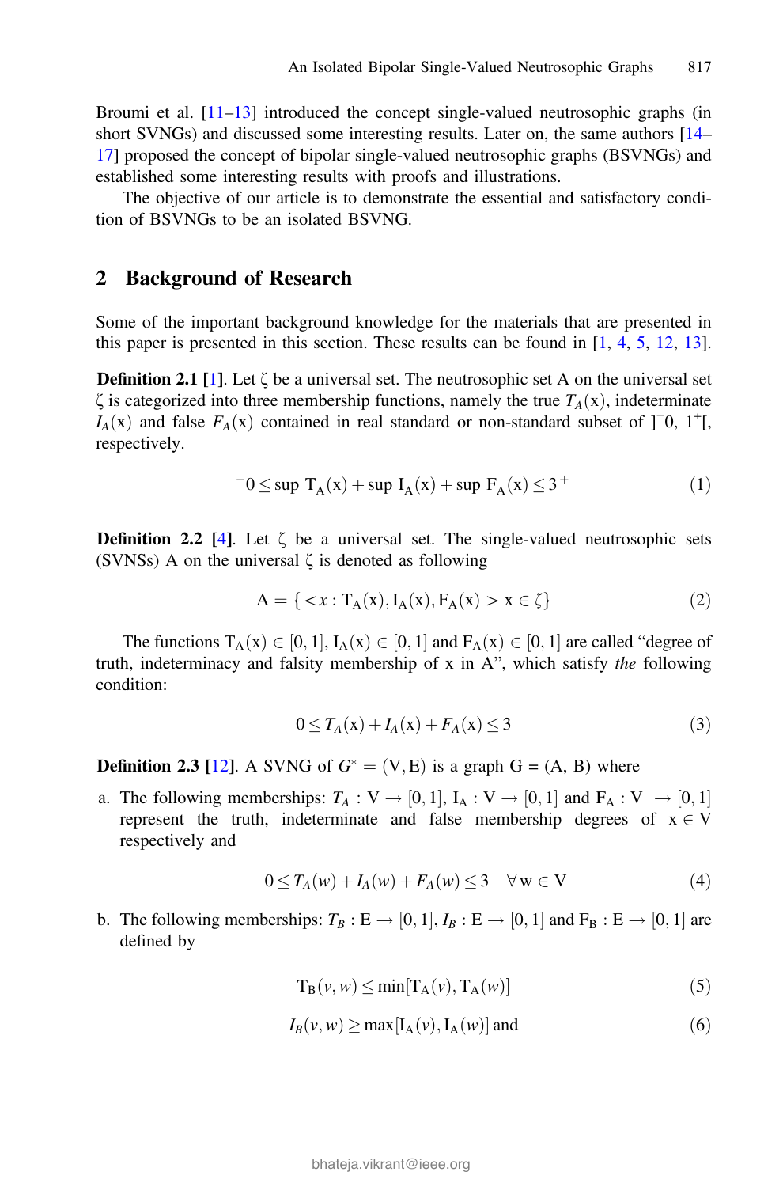Broumi et al. [11–13] introduced the concept single-valued neutrosophic graphs (in short SVNGs) and discussed some interesting results. Later on, the same authors [14–17] proposed the concept of bipolar single-valued neutrosophic graphs (BSVNGs) and established some interesting results with proofs and illustrations.

The objective of our article is to demonstrate the essential and satisfactory condition of BSVNGs to be an isolated BSVNG.

## 2 Background of Research

Some of the important background knowledge for the materials that are presented in this paper is presented in this section. These results can be found in [1, 4, 5, 12, 13].

**Definition 2.1 [1].** Let ζ be a universal set. The neutrosophic set A on the universal set ζ is categorized into three membership functions, namely the true $T_A(\mathrm{x})$, indeterminate $I_A(\mathrm{x})$ and false $F_A(\mathrm{x})$ contained in real standard or non-standard subset of $]^{-}0, 1^{+}[$, respectively.

$$^{-}0 \leq \sup\ \mathrm{T_A(x)} + \sup\ \mathrm{I_A(x)} + \sup\ \mathrm{F_A(x)} \leq 3^{+} \tag{1}$$

**Definition 2.2 [4].** Let ζ be a universal set. The single-valued neutrosophic sets (SVNSs) A on the universal ζ is denoted as following

$$\mathrm{A} = \{ < x : \mathrm{T_A(x), I_A(x), F_A(x)} > \mathrm{x} \in \zeta \} \tag{2}$$

The functions $\mathrm{T_A(x)} \in [0, 1]$, $\mathrm{I_A(x)} \in [0, 1]$ and $\mathrm{F_A(x)} \in [0, 1]$ are called "degree of truth, indeterminacy and falsity membership of x in A", which satisfy *the* following condition:

$$0 \leq T_A(\mathrm{x}) + I_A(\mathrm{x}) + F_A(\mathrm{x}) \leq 3 \tag{3}$$

**Definition 2.3 [12].** A SVNG of $G^{*} = (\mathrm{V, E})$ is a graph G = (A, B) where

a. The following memberships: $T_A : \mathrm{V} \rightarrow [0, 1]$, $\mathrm{I_A} : \mathrm{V} \rightarrow [0, 1]$ and $\mathrm{F_A} : \mathrm{V} \rightarrow [0, 1]$ represent the truth, indeterminate and false membership degrees of $\mathrm{x} \in \mathrm{V}$ respectively and

$$0 \leq T_A(w) + I_A(w) + F_A(w) \leq 3 \quad \forall\, \mathrm{w} \in \mathrm{V} \tag{4}$$

b. The following memberships: $T_B : \mathrm{E} \rightarrow [0, 1]$, $I_B : \mathrm{E} \rightarrow [0, 1]$ and $\mathrm{F_B} : \mathrm{E} \rightarrow [0, 1]$ are defined by

$$\mathrm{T_B}(v, w) \leq \min[\mathrm{T_A}(v), \mathrm{T_A}(w)] \tag{5}$$

$$I_B(v, w) \geq \max[\mathrm{I_A}(v), \mathrm{I_A}(w)] \text{ and} \tag{6}$$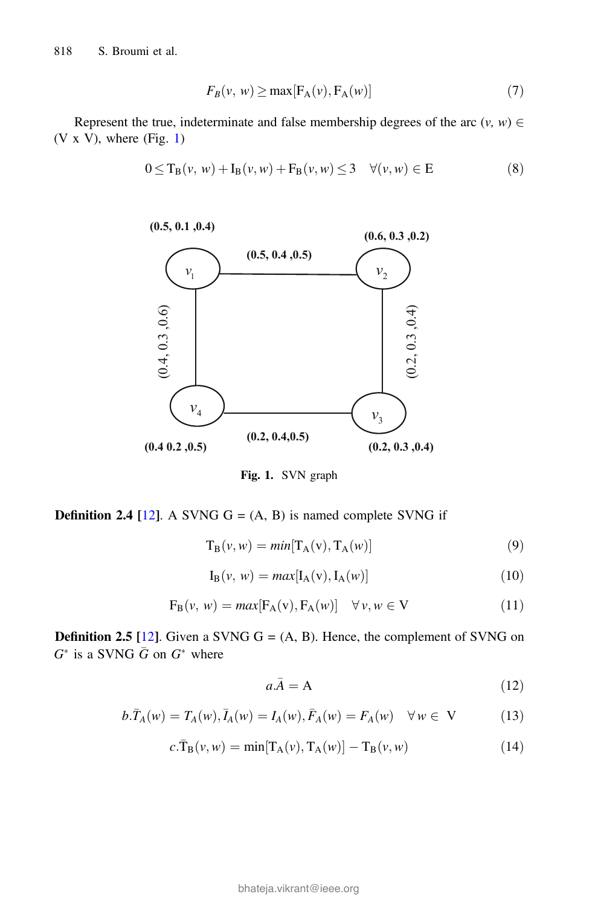$$F_B(v, w) \geq \max[F_A(v), F_A(w)] \tag{7}$$

Represent the true, indeterminate and false membership degrees of the arc $(v, w) \in$ (V x V), where (Fig. 1)

$$0 \leq T_B(v, w) + I_B(v, w) + F_B(v, w) \leq 3 \quad \forall (v, w) \in E \tag{8}$$

Fig. 1. SVN graph

**Definition 2.4 [12]**. A SVNG G = (A, B) is named complete SVNG if

$$T_B(v, w) = min[T_A(v), T_A(w)] \tag{9}$$

$$I_B(v, w) = max[I_A(v), I_A(w)] \tag{10}$$

$$F_B(v, w) = max[F_A(v), F_A(w)] \quad \forall v, w \in V \tag{11}$$

**Definition 2.5 [12]**. Given a SVNG G = (A, B). Hence, the complement of SVNG on $G^*$ is a SVNG $\bar{G}$ on $G^*$ where

$$a. \bar{A} = A \tag{12}$$

$$b. \bar{T}_A(w) = T_A(w), \bar{I}_A(w) = I_A(w), \bar{F}_A(w) = F_A(w) \quad \forall w \in V \tag{13}$$

$$c. \bar{T}_B(v, w) = \min[T_A(v), T_A(w)] - T_B(v, w) \tag{14}$$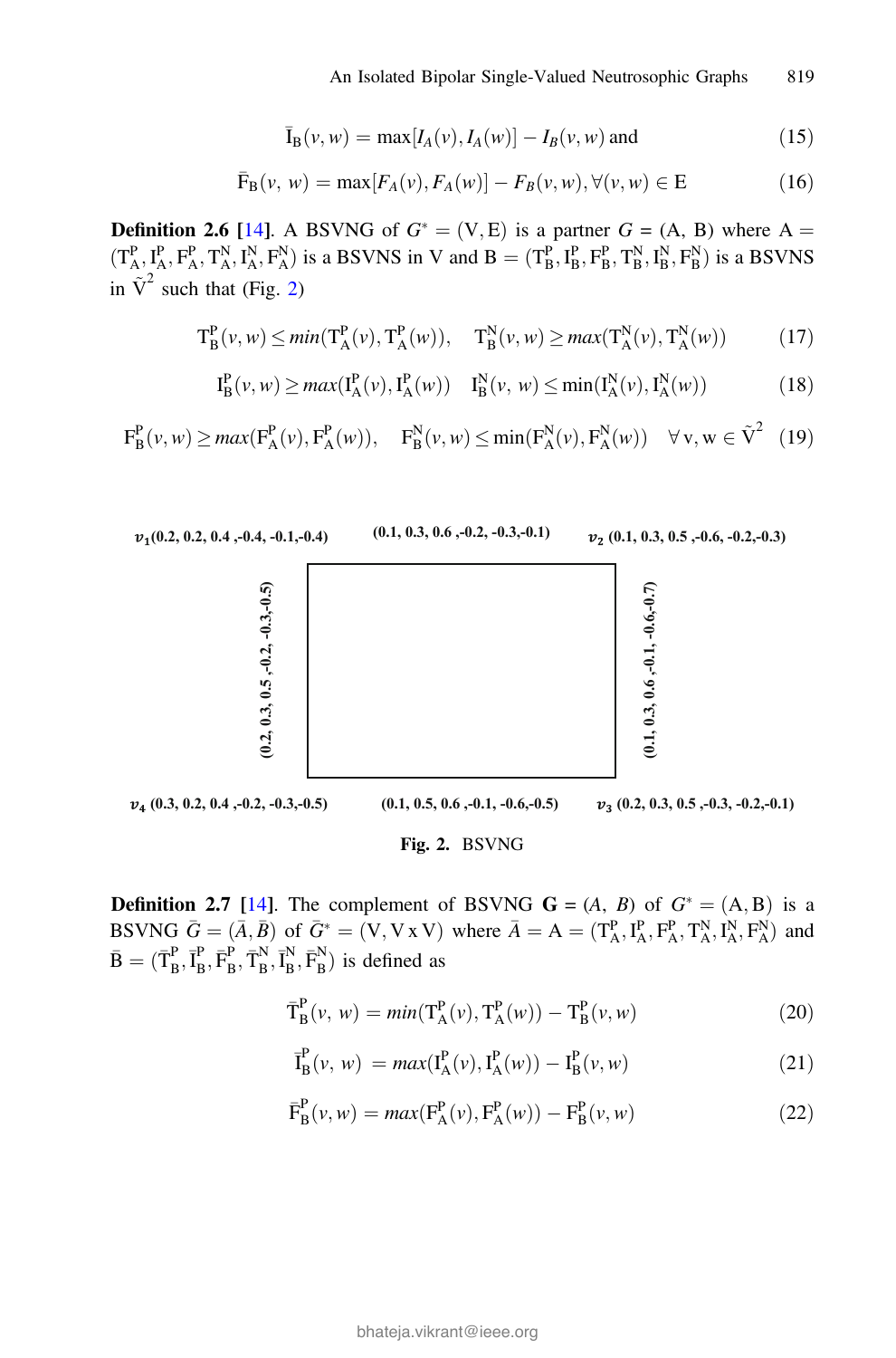$$\bar{\mathrm{I}}_{\mathrm{B}}(v, w) = \max[I_A(v), I_A(w)] - I_B(v, w) \text{ and} \tag{15}$$

$$\bar{\mathrm{F}}_{\mathrm{B}}(v,\ w) = \max[F_A(v), F_A(w)] - F_B(v, w), \forall (v, w) \in \mathrm{E} \tag{16}$$

**Definition 2.6** [14]. A BSVNG of $G^* = (\mathrm{V}, \mathrm{E})$ is a partner $G = (\mathrm{A},\ \mathrm{B})$ where $\mathrm{A} = (\mathrm{T}_{\mathrm{A}}^{\mathrm{P}}, \mathrm{I}_{\mathrm{A}}^{\mathrm{P}}, \mathrm{F}_{\mathrm{A}}^{\mathrm{P}}, \mathrm{T}_{\mathrm{A}}^{\mathrm{N}}, \mathrm{I}_{\mathrm{A}}^{\mathrm{N}}, \mathrm{F}_{\mathrm{A}}^{\mathrm{N}})$ is a BSVNS in V and $\mathrm{B} = (\mathrm{T}_{\mathrm{B}}^{\mathrm{P}}, \mathrm{I}_{\mathrm{B}}^{\mathrm{P}}, \mathrm{F}_{\mathrm{B}}^{\mathrm{P}}, \mathrm{T}_{\mathrm{B}}^{\mathrm{N}}, \mathrm{I}_{\mathrm{B}}^{\mathrm{N}}, \mathrm{F}_{\mathrm{B}}^{\mathrm{N}})$ is a BSVNS in $\tilde{\mathrm{V}}^2$ such that (Fig. 2)

$$\mathrm{T}_{\mathrm{B}}^{\mathrm{P}}(v, w) \leq min(\mathrm{T}_{\mathrm{A}}^{\mathrm{P}}(v), \mathrm{T}_{\mathrm{A}}^{\mathrm{P}}(w)), \quad \mathrm{T}_{\mathrm{B}}^{\mathrm{N}}(v, w) \geq max(\mathrm{T}_{\mathrm{A}}^{\mathrm{N}}(v), \mathrm{T}_{\mathrm{A}}^{\mathrm{N}}(w)) \tag{17}$$

$$\mathrm{I}_{\mathrm{B}}^{\mathrm{P}}(v, w) \geq max(\mathrm{I}_{\mathrm{A}}^{\mathrm{P}}(v), \mathrm{I}_{\mathrm{A}}^{\mathrm{P}}(w)) \quad \mathrm{I}_{\mathrm{B}}^{\mathrm{N}}(v,\ w) \leq \min(\mathrm{I}_{\mathrm{A}}^{\mathrm{N}}(v), \mathrm{I}_{\mathrm{A}}^{\mathrm{N}}(w)) \tag{18}$$

$$\mathrm{F}_{\mathrm{B}}^{\mathrm{P}}(v, w) \geq max(\mathrm{F}_{\mathrm{A}}^{\mathrm{P}}(v), \mathrm{F}_{\mathrm{A}}^{\mathrm{P}}(w)), \quad \mathrm{F}_{\mathrm{B}}^{\mathrm{N}}(v, w) \leq \min(\mathrm{F}_{\mathrm{A}}^{\mathrm{N}}(v), \mathrm{F}_{\mathrm{A}}^{\mathrm{N}}(w)) \quad \forall\, \mathrm{v}, \mathrm{w} \in \tilde{\mathrm{V}}^2 \tag{19}$$

$v_1$(0.2, 0.2, 0.4 ,-0.4, -0.1,-0.4) (0.1, 0.3, 0.6 ,-0.2, -0.3,-0.1) $v_2$ (0.1, 0.3, 0.5 ,-0.6, -0.2,-0.3)

(0.2, 0.3, 0.5 ,-0.2, -0.3,-0.5) (0.1, 0.3, 0.6 ,-0.1, -0.6,-0.7)

$v_4$ (0.3, 0.2, 0.4 ,-0.2, -0.3,-0.5) (0.1, 0.5, 0.6 ,-0.1, -0.6,-0.5) $v_3$ (0.2, 0.3, 0.5 ,-0.3, -0.2,-0.1)

**Fig. 2.** BSVNG

**Definition 2.7** [14]. The complement of BSVNG $\mathbf{G} = (A,\ B)$ of $G^* = (\mathrm{A}, \mathrm{B})$ is a BSVNG $\bar{G} = (\bar{A}, \bar{B})$ of $\bar{G}^* = (\mathrm{V}, \mathrm{V}\, \mathrm{x}\, \mathrm{V})$ where $\bar{A} = \mathrm{A} = (\mathrm{T}_{\mathrm{A}}^{\mathrm{P}}, \mathrm{I}_{\mathrm{A}}^{\mathrm{P}}, \mathrm{F}_{\mathrm{A}}^{\mathrm{P}}, \mathrm{T}_{\mathrm{A}}^{\mathrm{N}}, \mathrm{I}_{\mathrm{A}}^{\mathrm{N}}, \mathrm{F}_{\mathrm{A}}^{\mathrm{N}})$ and $\bar{\mathrm{B}} = (\bar{\mathrm{T}}_{\mathrm{B}}^{\mathrm{P}}, \bar{\mathrm{I}}_{\mathrm{B}}^{\mathrm{P}}, \bar{\mathrm{F}}_{\mathrm{B}}^{\mathrm{P}}, \bar{\mathrm{T}}_{\mathrm{B}}^{\mathrm{N}}, \bar{\mathrm{I}}_{\mathrm{B}}^{\mathrm{N}}, \bar{\mathrm{F}}_{\mathrm{B}}^{\mathrm{N}})$ is defined as

$$\bar{\mathrm{T}}_{\mathrm{B}}^{\mathrm{P}}(v,\ w) = min(\mathrm{T}_{\mathrm{A}}^{\mathrm{P}}(v), \mathrm{T}_{\mathrm{A}}^{\mathrm{P}}(w)) - \mathrm{T}_{\mathrm{B}}^{\mathrm{P}}(v, w) \tag{20}$$

$$\bar{\mathrm{I}}_{\mathrm{B}}^{\mathrm{P}}(v,\ w) = max(\mathrm{I}_{\mathrm{A}}^{\mathrm{P}}(v), \mathrm{I}_{\mathrm{A}}^{\mathrm{P}}(w)) - \mathrm{I}_{\mathrm{B}}^{\mathrm{P}}(v, w) \tag{21}$$

$$\bar{\mathrm{F}}_{\mathrm{B}}^{\mathrm{P}}(v, w) = max(\mathrm{F}_{\mathrm{A}}^{\mathrm{P}}(v), \mathrm{F}_{\mathrm{A}}^{\mathrm{P}}(w)) - \mathrm{F}_{\mathrm{B}}^{\mathrm{P}}(v, w) \tag{22}$$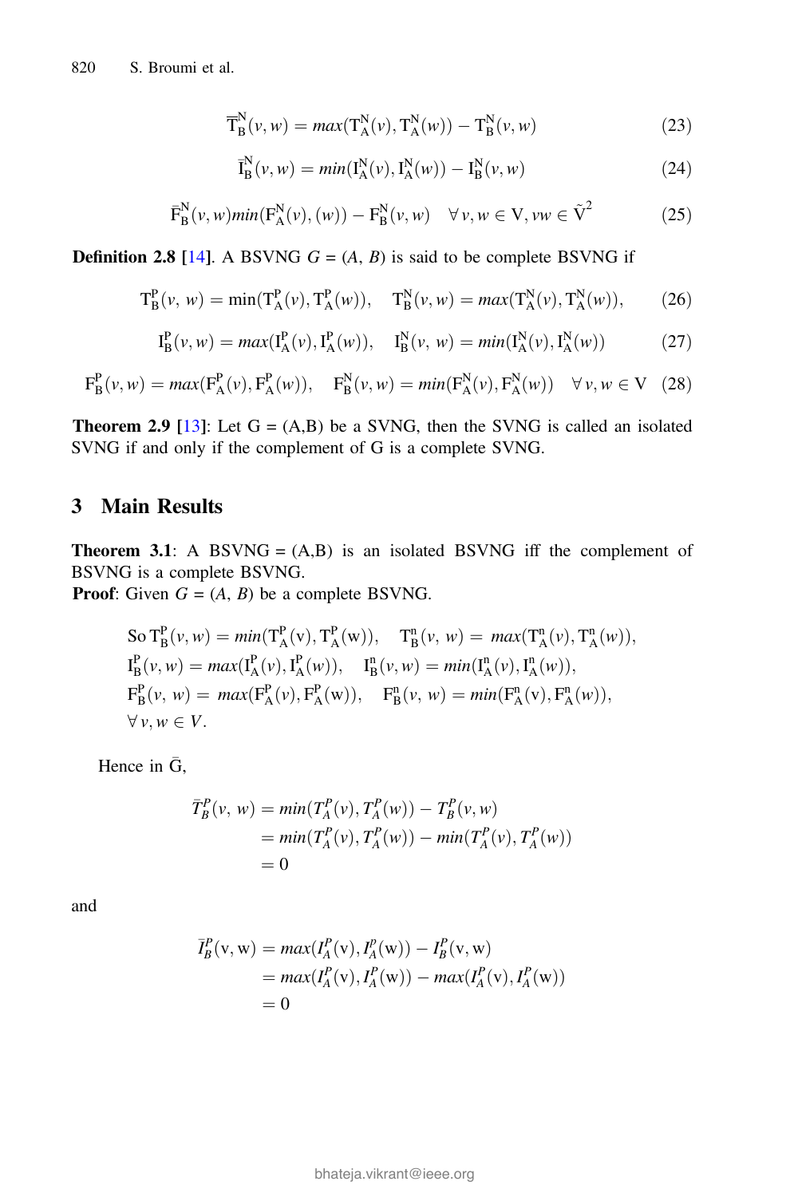$$\overline{\mathrm{T}}_{\mathrm{B}}^{\mathrm{N}}(v,w) = max(\mathrm{T}_{\mathrm{A}}^{\mathrm{N}}(v), \mathrm{T}_{\mathrm{A}}^{\mathrm{N}}(w)) - \mathrm{T}_{\mathrm{B}}^{\mathrm{N}}(v,w) \quad (23)$$

$$\bar{\mathrm{I}}_{\mathrm{B}}^{\mathrm{N}}(v,w) = min(\mathrm{I}_{\mathrm{A}}^{\mathrm{N}}(v), \mathrm{I}_{\mathrm{A}}^{\mathrm{N}}(w)) - \mathrm{I}_{\mathrm{B}}^{\mathrm{N}}(v,w) \quad (24)$$

$$\bar{\mathrm{F}}_{\mathrm{B}}^{\mathrm{N}}(v,w) min(\mathrm{F}_{\mathrm{A}}^{\mathrm{N}}(v), (w)) - \mathrm{F}_{\mathrm{B}}^{\mathrm{N}}(v,w) \quad \forall\, v,w \in \mathrm{V}, vw \in \tilde{\mathrm{V}}^{2} \quad (25)$$

**Definition 2.8 [14]**. A BSVNG $G = (A, B)$ is said to be complete BSVNG if

$$\mathrm{T}_{\mathrm{B}}^{\mathrm{P}}(v,\, w) = \min(\mathrm{T}_{\mathrm{A}}^{\mathrm{P}}(v), \mathrm{T}_{\mathrm{A}}^{\mathrm{P}}(w)), \quad \mathrm{T}_{\mathrm{B}}^{\mathrm{N}}(v,w) = max(\mathrm{T}_{\mathrm{A}}^{\mathrm{N}}(v), \mathrm{T}_{\mathrm{A}}^{\mathrm{N}}(w)), \quad (26)$$

$$\mathrm{I}_{\mathrm{B}}^{\mathrm{P}}(v,w) = max(\mathrm{I}_{\mathrm{A}}^{\mathrm{P}}(v), \mathrm{I}_{\mathrm{A}}^{\mathrm{P}}(w)), \quad \mathrm{I}_{\mathrm{B}}^{\mathrm{N}}(v,\, w) = min(\mathrm{I}_{\mathrm{A}}^{\mathrm{N}}(v), \mathrm{I}_{\mathrm{A}}^{\mathrm{N}}(w)) \quad (27)$$

$$\mathrm{F}_{\mathrm{B}}^{\mathrm{P}}(v,w) = max(\mathrm{F}_{\mathrm{A}}^{\mathrm{P}}(v), \mathrm{F}_{\mathrm{A}}^{\mathrm{P}}(w)), \quad \mathrm{F}_{\mathrm{B}}^{\mathrm{N}}(v,w) = min(\mathrm{F}_{\mathrm{A}}^{\mathrm{N}}(v), \mathrm{F}_{\mathrm{A}}^{\mathrm{N}}(w)) \quad \forall\, v,w \in \mathrm{V} \quad (28)$$

**Theorem 2.9 [13]**: Let G = (A,B) be a SVNG, then the SVNG is called an isolated SVNG if and only if the complement of G is a complete SVNG.

## 3 Main Results

**Theorem 3.1**: A BSVNG = (A,B) is an isolated BSVNG iff the complement of BSVNG is a complete BSVNG.

**Proof**: Given $G = (A, B)$ be a complete BSVNG.

$$\begin{aligned}
&\text{So } \mathrm{T}_{\mathrm{B}}^{\mathrm{P}}(v,w) = min(\mathrm{T}_{\mathrm{A}}^{\mathrm{P}}(v), \mathrm{T}_{\mathrm{A}}^{\mathrm{P}}(w)), \quad \mathrm{T}_{\mathrm{B}}^{\mathrm{n}}(v,\, w) = max(\mathrm{T}_{\mathrm{A}}^{\mathrm{n}}(v), \mathrm{T}_{\mathrm{A}}^{\mathrm{n}}(w)),\\
&\mathrm{I}_{\mathrm{B}}^{\mathrm{P}}(v,w) = max(\mathrm{I}_{\mathrm{A}}^{\mathrm{P}}(v), \mathrm{I}_{\mathrm{A}}^{\mathrm{P}}(w)), \quad \mathrm{I}_{\mathrm{B}}^{\mathrm{n}}(v,w) = min(\mathrm{I}_{\mathrm{A}}^{\mathrm{n}}(v), \mathrm{I}_{\mathrm{A}}^{\mathrm{n}}(w)),\\
&\mathrm{F}_{\mathrm{B}}^{\mathrm{P}}(v,\, w) = max(\mathrm{F}_{\mathrm{A}}^{\mathrm{P}}(v), \mathrm{F}_{\mathrm{A}}^{\mathrm{P}}(w)), \quad \mathrm{F}_{\mathrm{B}}^{\mathrm{n}}(v,\, w) = min(\mathrm{F}_{\mathrm{A}}^{\mathrm{n}}(v), \mathrm{F}_{\mathrm{A}}^{\mathrm{n}}(w)),\\
&\forall\, v,w \in V.
\end{aligned}$$

Hence in $\bar{\mathrm{G}}$,

$$\begin{aligned}
\bar{T}_{B}^{P}(v,\, w) &= min(T_{A}^{P}(v), T_{A}^{P}(w)) - T_{B}^{P}(v,w)\\
&= min(T_{A}^{P}(v), T_{A}^{P}(w)) - min(T_{A}^{P}(v), T_{A}^{P}(w))\\
&= 0
\end{aligned}$$

and

$$\begin{aligned}
\bar{I}_{B}^{P}(\mathrm{v},\mathrm{w}) &= max(I_{A}^{P}(\mathrm{v}), I_{A}^{P}(\mathrm{w})) - I_{B}^{P}(\mathrm{v},\mathrm{w})\\
&= max(I_{A}^{P}(\mathrm{v}), I_{A}^{P}(\mathrm{w})) - max(I_{A}^{P}(\mathrm{v}), I_{A}^{P}(\mathrm{w}))\\
&= 0
\end{aligned}$$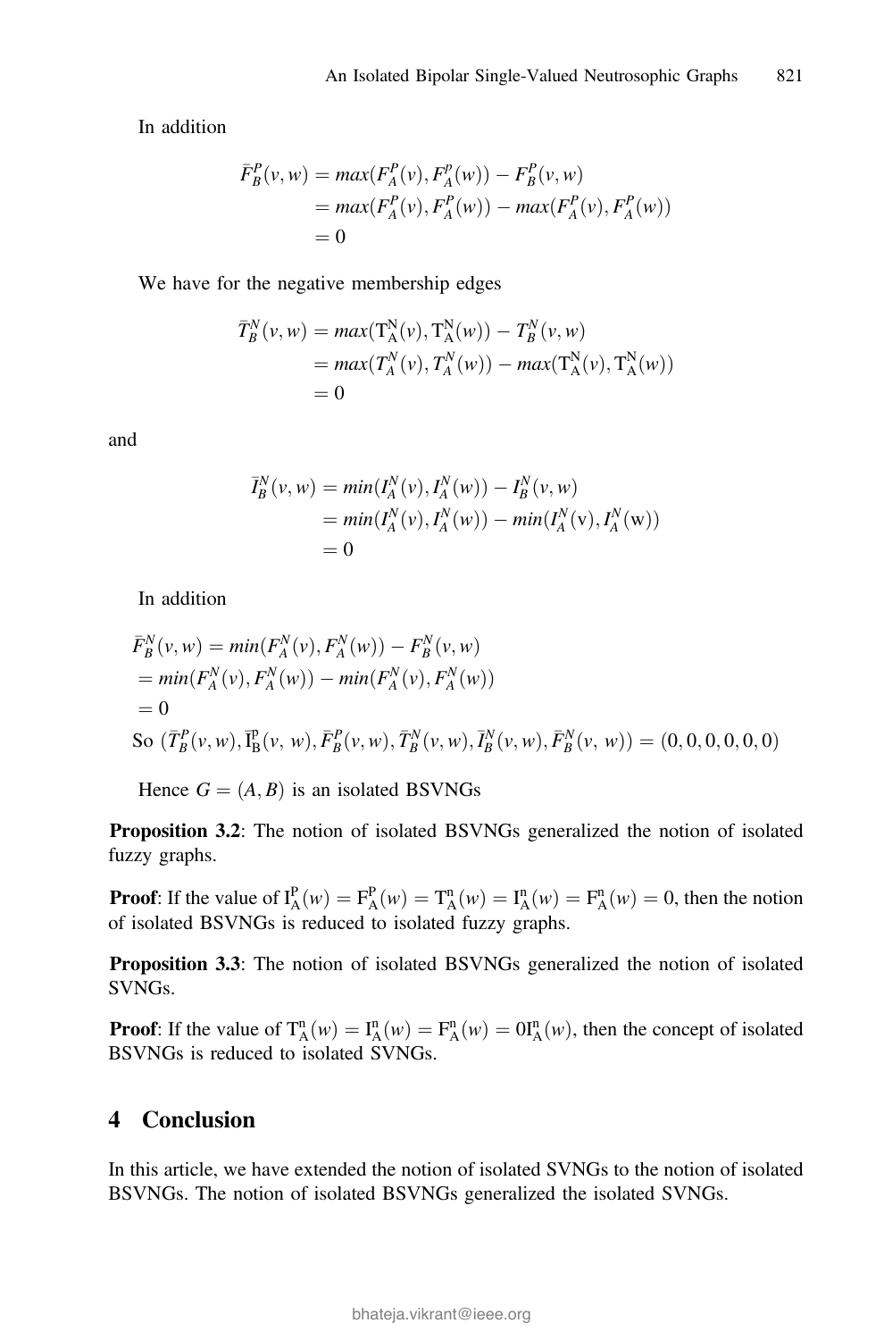In addition

$$\begin{aligned}\bar{F}_B^P(v,w) &= max(F_A^P(v), F_A^p(w)) - F_B^P(v,w)\\ &= max(F_A^P(v), F_A^P(w)) - max(F_A^P(v), F_A^P(w))\\ &= 0\end{aligned}$$

We have for the negative membership edges

$$\begin{aligned}\bar{T}_B^N(v,w) &= max(\mathrm{T}_A^N(v), \mathrm{T}_A^N(w)) - T_B^N(v,w)\\ &= max(T_A^N(v), T_A^N(w)) - max(\mathrm{T}_A^N(v), \mathrm{T}_A^N(w))\\ &= 0\end{aligned}$$

and

$$\begin{aligned}\bar{I}_B^N(v,w) &= min(I_A^N(v), I_A^N(w)) - I_B^N(v,w)\\ &= min(I_A^N(v), I_A^N(w)) - min(I_A^N(\mathrm{v}), I_A^N(\mathrm{w}))\\ &= 0\end{aligned}$$

In addition

$$\begin{aligned}&\bar{F}_B^N(v,w) = min(F_A^N(v), F_A^N(w)) - F_B^N(v,w)\\ &= min(F_A^N(v), F_A^N(w)) - min(F_A^N(v), F_A^N(w))\\ &= 0\end{aligned}$$

So $(\bar{T}_B^P(v,w), \bar{\mathrm{I}}_\mathrm{B}^\mathrm{p}(v,\ w), \bar{F}_B^P(v,w), \bar{T}_B^N(v,w), \bar{I}_B^N(v,w), \bar{F}_B^N(v,\ w)) = (0,0,0,0,0,0)$

Hence $G = (A, B)$ is an isolated BSVNGs

**Proposition 3.2**: The notion of isolated BSVNGs generalized the notion of isolated fuzzy graphs.

**Proof**: If the value of $\mathrm{I}_\mathrm{A}^\mathrm{P}(w) = \mathrm{F}_\mathrm{A}^\mathrm{P}(w) = \mathrm{T}_\mathrm{A}^\mathrm{n}(w) = \mathrm{I}_\mathrm{A}^\mathrm{n}(w) = \mathrm{F}_\mathrm{A}^\mathrm{n}(w) = 0$, then the notion of isolated BSVNGs is reduced to isolated fuzzy graphs.

**Proposition 3.3**: The notion of isolated BSVNGs generalized the notion of isolated SVNGs.

**Proof**: If the value of $\mathrm{T}_\mathrm{A}^\mathrm{n}(w) = \mathrm{I}_\mathrm{A}^\mathrm{n}(w) = \mathrm{F}_\mathrm{A}^\mathrm{n}(w) = 0\mathrm{I}_\mathrm{A}^\mathrm{n}(w)$, then the concept of isolated BSVNGs is reduced to isolated SVNGs.

## 4 Conclusion

In this article, we have extended the notion of isolated SVNGs to the notion of isolated BSVNGs. The notion of isolated BSVNGs generalized the isolated SVNGs.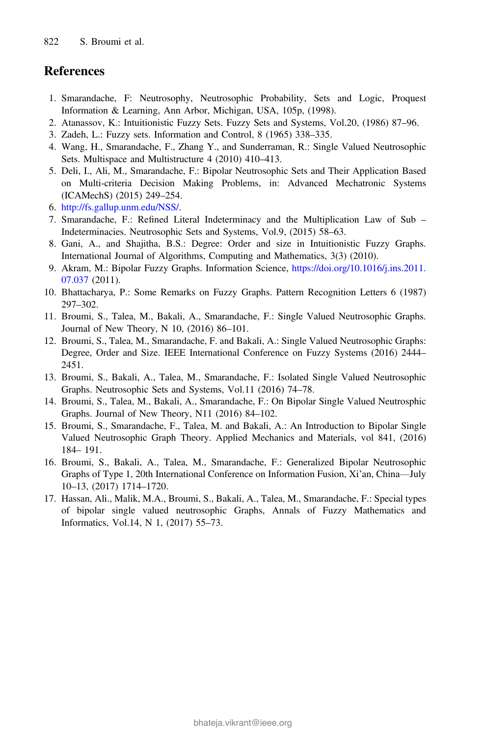## References

1. Smarandache, F: Neutrosophy, Neutrosophic Probability, Sets and Logic, Proquest Information & Learning, Ann Arbor, Michigan, USA, 105p, (1998).
2. Atanassov, K.: Intuitionistic Fuzzy Sets. Fuzzy Sets and Systems, Vol.20, (1986) 87–96.
3. Zadeh, L.: Fuzzy sets. Information and Control, 8 (1965) 338–335.
4. Wang, H., Smarandache, F., Zhang Y., and Sunderraman, R.: Single Valued Neutrosophic Sets. Multispace and Multistructure 4 (2010) 410–413.
5. Deli, I., Ali, M., Smarandache, F.: Bipolar Neutrosophic Sets and Their Application Based on Multi-criteria Decision Making Problems, in: Advanced Mechatronic Systems (ICAMechS) (2015) 249–254.
6. http://fs.gallup.unm.edu/NSS/.
7. Smarandache, F.: Refined Literal Indeterminacy and the Multiplication Law of Sub – Indeterminacies. Neutrosophic Sets and Systems, Vol.9, (2015) 58–63.
8. Gani, A., and Shajitha, B.S.: Degree: Order and size in Intuitionistic Fuzzy Graphs. International Journal of Algorithms, Computing and Mathematics, 3(3) (2010).
9. Akram, M.: Bipolar Fuzzy Graphs. Information Science, https://doi.org/10.1016/j.ins.2011.07.037 (2011).
10. Bhattacharya, P.: Some Remarks on Fuzzy Graphs. Pattern Recognition Letters 6 (1987) 297–302.
11. Broumi, S., Talea, M., Bakali, A., Smarandache, F.: Single Valued Neutrosophic Graphs. Journal of New Theory, N 10, (2016) 86–101.
12. Broumi, S., Talea, M., Smarandache, F. and Bakali, A.: Single Valued Neutrosophic Graphs: Degree, Order and Size. IEEE International Conference on Fuzzy Systems (2016) 2444–2451.
13. Broumi, S., Bakali, A., Talea, M., Smarandache, F.: Isolated Single Valued Neutrosophic Graphs. Neutrosophic Sets and Systems, Vol.11 (2016) 74–78.
14. Broumi, S., Talea, M., Bakali, A., Smarandache, F.: On Bipolar Single Valued Neutrosphic Graphs. Journal of New Theory, N11 (2016) 84–102.
15. Broumi, S., Smarandache, F., Talea, M. and Bakali, A.: An Introduction to Bipolar Single Valued Neutrosophic Graph Theory. Applied Mechanics and Materials, vol 841, (2016) 184– 191.
16. Broumi, S., Bakali, A., Talea, M., Smarandache, F.: Generalized Bipolar Neutrosophic Graphs of Type 1, 20th International Conference on Information Fusion, Xi'an, China—July 10–13, (2017) 1714–1720.
17. Hassan, Ali., Malik, M.A., Broumi, S., Bakali, A., Talea, M., Smarandache, F.: Special types of bipolar single valued neutrosophic Graphs, Annals of Fuzzy Mathematics and Informatics, Vol.14, N 1, (2017) 55–73.